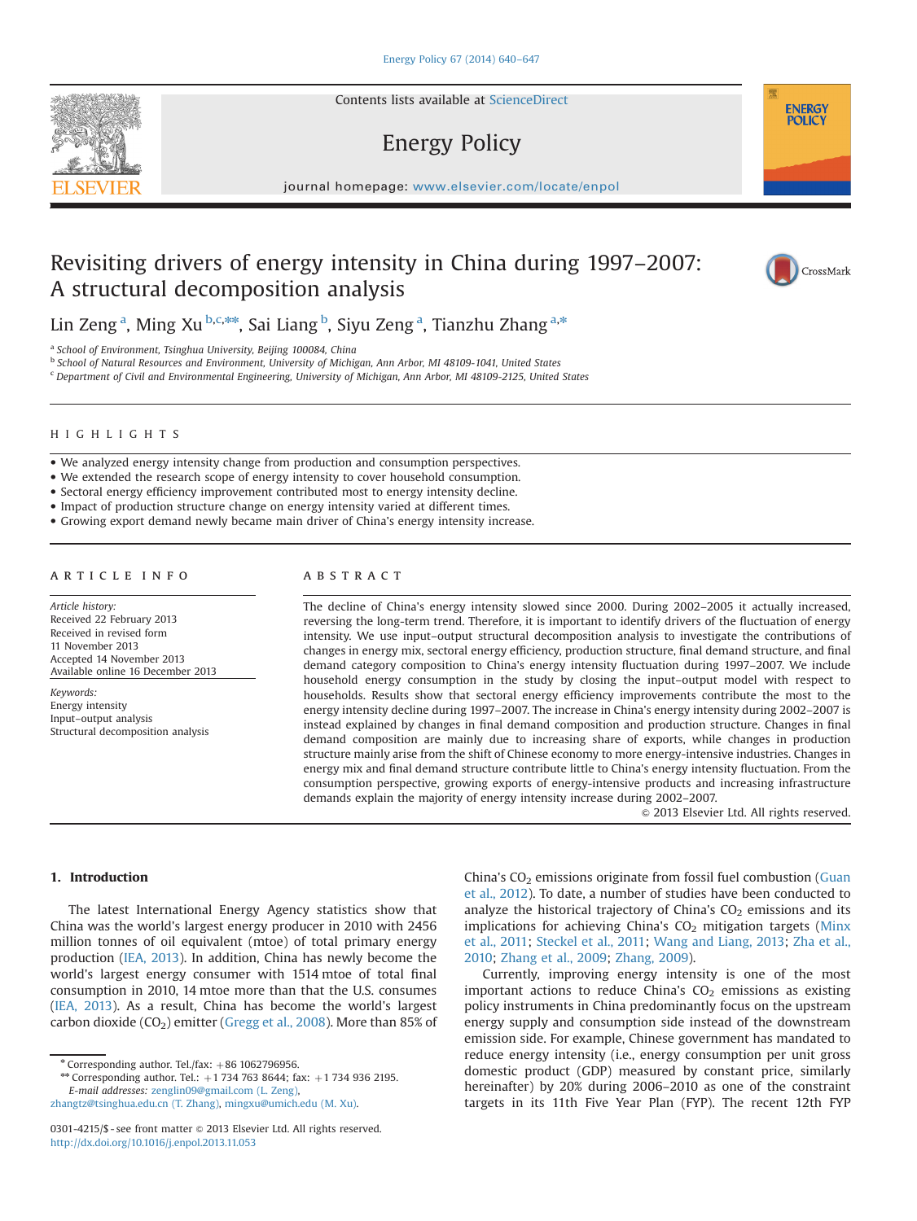# Revisiting drivers of energy intensity in China during 1997–2007: A structural decomposition analysis

Lin Zeng[a], Ming Xu[b,c,**], Sai Liang[b], Siyu Zeng[a], Tianzhu Zhang[a,*]

[a] School of Environment, Tsinghua University, Beijing 100084, China
[b] School of Natural Resources and Environment, University of Michigan, Ann Arbor, MI 48109-1041, United States
[c] Department of Civil and Environmental Engineering, University of Michigan, Ann Arbor, MI 48109-2125, United States

## HIGHLIGHTS

- We analyzed energy intensity change from production and consumption perspectives.
- We extended the research scope of energy intensity to cover household consumption.
- Sectoral energy efficiency improvement contributed most to energy intensity decline.
- Impact of production structure change on energy intensity varied at different times.
- Growing export demand newly became main driver of China's energy intensity increase.

## ARTICLE INFO

*Article history:*
Received 22 February 2013
Received in revised form
11 November 2013
Accepted 14 November 2013
Available online 16 December 2013

*Keywords:*
Energy intensity
Input–output analysis
Structural decomposition analysis

## ABSTRACT

The decline of China's energy intensity slowed since 2000. During 2002–2005 it actually increased, reversing the long-term trend. Therefore, it is important to identify drivers of the fluctuation of energy intensity. We use input–output structural decomposition analysis to investigate the contributions of changes in energy mix, sectoral energy efficiency, production structure, final demand structure, and final demand category composition to China's energy intensity fluctuation during 1997–2007. We include household energy consumption in the study by closing the input–output model with respect to households. Results show that sectoral energy efficiency improvements contribute the most to the energy intensity decline during 1997–2007. The increase in China's energy intensity during 2002–2007 is instead explained by changes in final demand composition and production structure. Changes in final demand composition are mainly due to increasing share of exports, while changes in production structure mainly arise from the shift of Chinese economy to more energy-intensive industries. Changes in energy mix and final demand structure contribute little to China's energy intensity fluctuation. From the consumption perspective, growing exports of energy-intensive products and increasing infrastructure demands explain the majority of energy intensity increase during 2002–2007.

© 2013 Elsevier Ltd. All rights reserved.

## 1. Introduction

The latest International Energy Agency statistics show that China was the world's largest energy producer in 2010 with 2456 million tonnes of oil equivalent (mtoe) of total primary energy production (IEA, 2013). In addition, China has newly become the world's largest energy consumer with 1514 mtoe of total final consumption in 2010, 14 mtoe more than that the U.S. consumes (IEA, 2013). As a result, China has become the world's largest carbon dioxide ($CO_2$) emitter (Gregg et al., 2008). More than 85% of China's $CO_2$ emissions originate from fossil fuel combustion (Guan et al., 2012). To date, a number of studies have been conducted to analyze the historical trajectory of China's $CO_2$ emissions and its implications for achieving China's $CO_2$ mitigation targets (Minx et al., 2011; Steckel et al., 2011; Wang and Liang, 2013; Zha et al., 2010; Zhang et al., 2009; Zhang, 2009).

Currently, improving energy intensity is one of the most important actions to reduce China's $CO_2$ emissions as existing policy instruments in China predominantly focus on the upstream energy supply and consumption side instead of the downstream emission side. For example, Chinese government has mandated to reduce energy intensity (i.e., energy consumption per unit gross domestic product (GDP) measured by constant price, similarly hereinafter) by 20% during 2006–2010 as one of the constraint targets in its 11th Five Year Plan (FYP). The recent 12th FYP

\* Corresponding author. Tel./fax: +86 1062796956.
\*\* Corresponding author. Tel.: +1 734 763 8644; fax: +1 734 936 2195.
E-mail addresses: zenglin09@gmail.com (L. Zeng), zhangtz@tsinghua.edu.cn (T. Zhang), mingxu@umich.edu (M. Xu).

0301-4215/$ - see front matter © 2013 Elsevier Ltd. All rights reserved.
http://dx.doi.org/10.1016/j.enpol.2013.11.053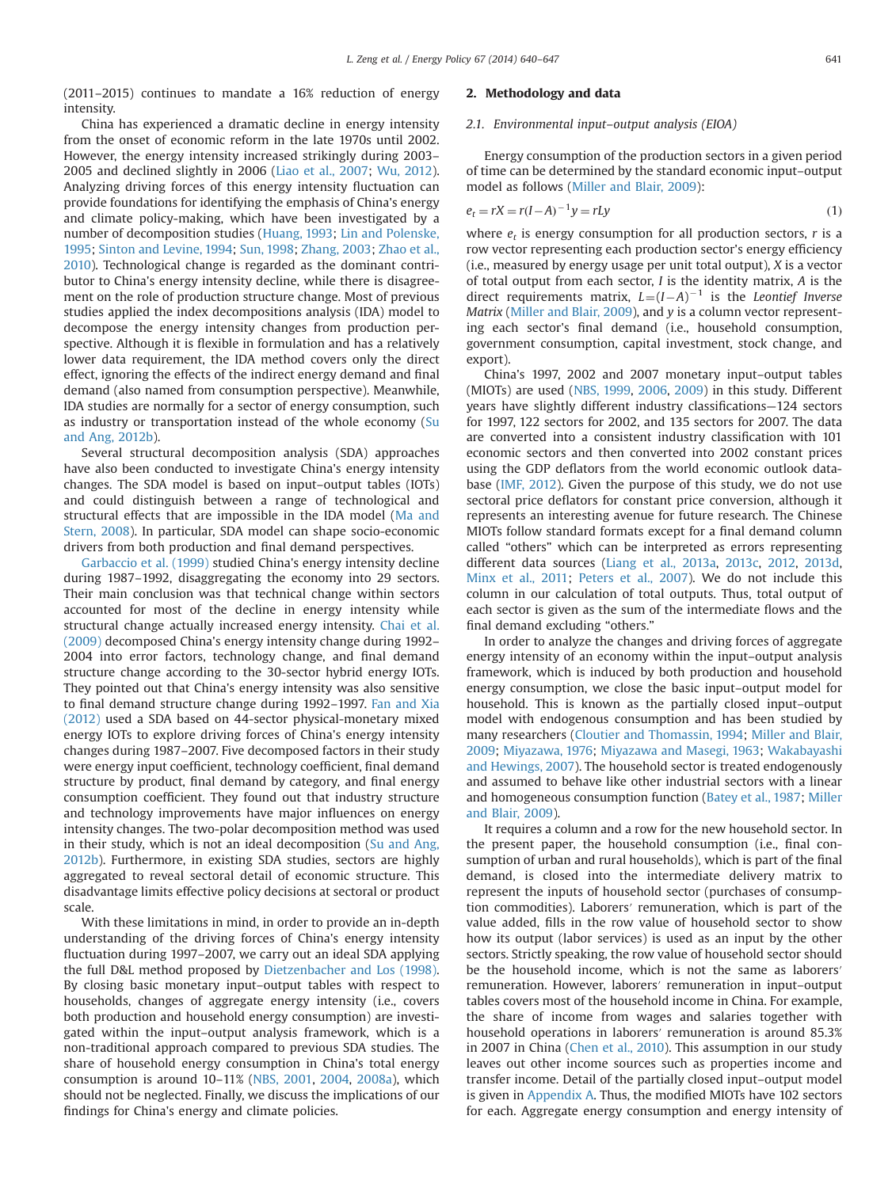(2011–2015) continues to mandate a 16% reduction of energy intensity.

China has experienced a dramatic decline in energy intensity from the onset of economic reform in the late 1970s until 2002. However, the energy intensity increased strikingly during 2003–2005 and declined slightly in 2006 (Liao et al., 2007; Wu, 2012). Analyzing driving forces of this energy intensity fluctuation can provide foundations for identifying the emphasis of China's energy and climate policy-making, which have been investigated by a number of decomposition studies (Huang, 1993; Lin and Polenske, 1995; Sinton and Levine, 1994; Sun, 1998; Zhang, 2003; Zhao et al., 2010). Technological change is regarded as the dominant contributor to China's energy intensity decline, while there is disagreement on the role of production structure change. Most of previous studies applied the index decompositions analysis (IDA) model to decompose the energy intensity changes from production perspective. Although it is flexible in formulation and has a relatively lower data requirement, the IDA method covers only the direct effect, ignoring the effects of the indirect energy demand and final demand (also named from consumption perspective). Meanwhile, IDA studies are normally for a sector of energy consumption, such as industry or transportation instead of the whole economy (Su and Ang, 2012b).

Several structural decomposition analysis (SDA) approaches have also been conducted to investigate China's energy intensity changes. The SDA model is based on input–output tables (IOTs) and could distinguish between a range of technological and structural effects that are impossible in the IDA model (Ma and Stern, 2008). In particular, SDA model can shape socio-economic drivers from both production and final demand perspectives.

Garbaccio et al. (1999) studied China's energy intensity decline during 1987–1992, disaggregating the economy into 29 sectors. Their main conclusion was that technical change within sectors accounted for most of the decline in energy intensity while structural change actually increased energy intensity. Chai et al. (2009) decomposed China's energy intensity change during 1992–2004 into error factors, technology change, and final demand structure change according to the 30-sector hybrid energy IOTs. They pointed out that China's energy intensity was also sensitive to final demand structure change during 1992–1997. Fan and Xia (2012) used a SDA based on 44-sector physical-monetary mixed energy IOTs to explore driving forces of China's energy intensity changes during 1987–2007. Five decomposed factors in their study were energy input coefficient, technology coefficient, final demand structure by product, final demand by category, and final energy consumption coefficient. They found out that industry structure and technology improvements have major influences on energy intensity changes. The two-polar decomposition method was used in their study, which is not an ideal decomposition (Su and Ang, 2012b). Furthermore, in existing SDA studies, sectors are highly aggregated to reveal sectoral detail of economic structure. This disadvantage limits effective policy decisions at sectoral or product scale.

With these limitations in mind, in order to provide an in-depth understanding of the driving forces of China's energy intensity fluctuation during 1997–2007, we carry out an ideal SDA applying the full D&L method proposed by Dietzenbacher and Los (1998). By closing basic monetary input–output tables with respect to households, changes of aggregate energy intensity (i.e., covers both production and household energy consumption) are investigated within the input–output analysis framework, which is a non-traditional approach compared to previous SDA studies. The share of household energy consumption in China's total energy consumption is around 10–11% (NBS, 2001, 2004, 2008a), which should not be neglected. Finally, we discuss the implications of our findings for China's energy and climate policies.

## 2. Methodology and data

### 2.1. Environmental input–output analysis (EIOA)

Energy consumption of the production sectors in a given period of time can be determined by the standard economic input–output model as follows (Miller and Blair, 2009):

$$e_t = rX = r(I-A)^{-1}y = rLy \tag{1}$$

where $e_t$ is energy consumption for all production sectors, $r$ is a row vector representing each production sector's energy efficiency (i.e., measured by energy usage per unit total output), $X$ is a vector of total output from each sector, $I$ is the identity matrix, $A$ is the direct requirements matrix, $L=(I-A)^{-1}$ is the *Leontief Inverse Matrix* (Miller and Blair, 2009), and $y$ is a column vector representing each sector's final demand (i.e., household consumption, government consumption, capital investment, stock change, and export).

China's 1997, 2002 and 2007 monetary input–output tables (MIOTs) are used (NBS, 1999, 2006, 2009) in this study. Different years have slightly different industry classifications—124 sectors for 1997, 122 sectors for 2002, and 135 sectors for 2007. The data are converted into a consistent industry classification with 101 economic sectors and then converted into 2002 constant prices using the GDP deflators from the world economic outlook database (IMF, 2012). Given the purpose of this study, we do not use sectoral price deflators for constant price conversion, although it represents an interesting avenue for future research. The Chinese MIOTs follow standard formats except for a final demand column called "others" which can be interpreted as errors representing different data sources (Liang et al., 2013a, 2013c, 2012, 2013d, Minx et al., 2011; Peters et al., 2007). We do not include this column in our calculation of total outputs. Thus, total output of each sector is given as the sum of the intermediate flows and the final demand excluding "others."

In order to analyze the changes and driving forces of aggregate energy intensity of an economy within the input–output analysis framework, which is induced by both production and household energy consumption, we close the basic input–output model for household. This is known as the partially closed input–output model with endogenous consumption and has been studied by many researchers (Cloutier and Thomassin, 1994; Miller and Blair, 2009; Miyazawa, 1976; Miyazawa and Masegi, 1963; Wakabayashi and Hewings, 2007). The household sector is treated endogenously and assumed to behave like other industrial sectors with a linear and homogeneous consumption function (Batey et al., 1987; Miller and Blair, 2009).

It requires a column and a row for the new household sector. In the present paper, the household consumption (i.e., final consumption of urban and rural households), which is part of the final demand, is closed into the intermediate delivery matrix to represent the inputs of household sector (purchases of consumption commodities). Laborers' remuneration, which is part of the value added, fills in the row value of household sector to show how its output (labor services) is used as an input by the other sectors. Strictly speaking, the row value of household sector should be the household income, which is not the same as laborers' remuneration. However, laborers' remuneration in input–output tables covers most of the household income in China. For example, the share of income from wages and salaries together with household operations in laborers' remuneration is around 85.3% in 2007 in China (Chen et al., 2010). This assumption in our study leaves out other income sources such as properties income and transfer income. Detail of the partially closed input–output model is given in Appendix A. Thus, the modified MIOTs have 102 sectors for each. Aggregate energy consumption and energy intensity of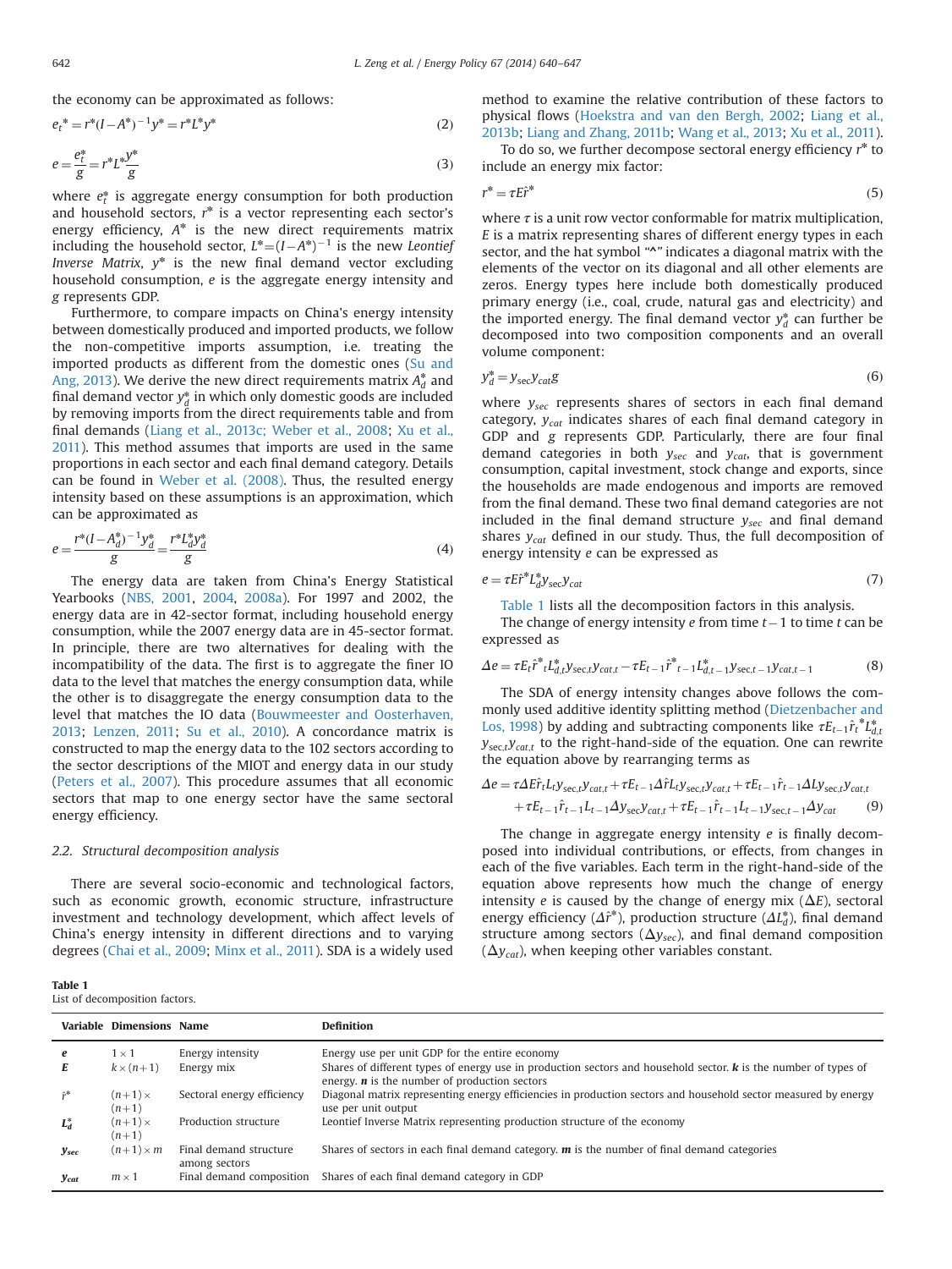the economy can be approximated as follows:

$$e_t^* = r^*(I-A^*)^{-1}y^* = r^*L^*y^* \tag{2}$$

$$e = \frac{e_t^*}{g} = r^*L^*\frac{y^*}{g} \tag{3}$$

where $e_t^*$ is aggregate energy consumption for both production and household sectors, $r^*$ is a vector representing each sector's energy efficiency, $A^*$ is the new direct requirements matrix including the household sector, $L^*=(I-A^*)^{-1}$ is the new *Leontief Inverse Matrix*, $y^*$ is the new final demand vector excluding household consumption, $e$ is the aggregate energy intensity and $g$ represents GDP.

Furthermore, to compare impacts on China's energy intensity between domestically produced and imported products, we follow the non-competitive imports assumption, i.e. treating the imported products as different from the domestic ones (Su and Ang, 2013). We derive the new direct requirements matrix $A_d^*$ and final demand vector $y_d^*$ in which only domestic goods are included by removing imports from the direct requirements table and from final demands (Liang et al., 2013c; Weber et al., 2008; Xu et al., 2011). This method assumes that imports are used in the same proportions in each sector and each final demand category. Details can be found in Weber et al. (2008). Thus, the resulted energy intensity based on these assumptions is an approximation, which can be approximated as

$$e = \frac{r^*(I-A_d^*)^{-1}y_d^*}{g} = \frac{r^*L_d^*y_d^*}{g} \tag{4}$$

The energy data are taken from China's Energy Statistical Yearbooks (NBS, 2001, 2004, 2008a). For 1997 and 2002, the energy data are in 42-sector format, including household energy consumption, while the 2007 energy data are in 45-sector format. In principle, there are two alternatives for dealing with the incompatibility of the data. The first is to aggregate the finer IO data to the level that matches the energy consumption data, while the other is to disaggregate the energy consumption data to the level that matches the IO data (Bouwmeester and Oosterhaven, 2013; Lenzen, 2011; Su et al., 2010). A concordance matrix is constructed to map the energy data to the 102 sectors according to the sector descriptions of the MIOT and energy data in our study (Peters et al., 2007). This procedure assumes that all economic sectors that map to one energy sector have the same sectoral energy efficiency.

### 2.2. Structural decomposition analysis

There are several socio-economic and technological factors, such as economic growth, economic structure, infrastructure investment and technology development, which affect levels of China's energy intensity in different directions and to varying degrees (Chai et al., 2009; Minx et al., 2011). SDA is a widely used method to examine the relative contribution of these factors to physical flows (Hoekstra and van den Bergh, 2002; Liang et al., 2013b; Liang and Zhang, 2011b; Wang et al., 2013; Xu et al., 2011).

To do so, we further decompose sectoral energy efficiency $r^*$ to include an energy mix factor:

$$r^* = \tau E\hat{r}^* \tag{5}$$

where $\tau$ is a unit row vector conformable for matrix multiplication, $E$ is a matrix representing shares of different energy types in each sector, and the hat symbol "^" indicates a diagonal matrix with the elements of the vector on its diagonal and all other elements are zeros. Energy types here include both domestically produced primary energy (i.e., coal, crude, natural gas and electricity) and the imported energy. The final demand vector $y_d^*$ can further be decomposed into two composition components and an overall volume component:

$$y_d^* = y_{\text{sec}}y_{cat}g \tag{6}$$

where $y_{sec}$ represents shares of sectors in each final demand category, $y_{cat}$ indicates shares of each final demand category in GDP and $g$ represents GDP. Particularly, there are four final demand categories in both $y_{sec}$ and $y_{cat}$, that is government consumption, capital investment, stock change and exports, since the households are made endogenous and imports are removed from the final demand. These two final demand categories are not included in the final demand structure $y_{sec}$ and final demand shares $y_{cat}$ defined in our study. Thus, the full decomposition of energy intensity $e$ can be expressed as

$$e = \tau E\hat{r}^*L_d^*y_{\text{sec}}y_{cat} \tag{7}$$

Table 1 lists all the decomposition factors in this analysis.

The change of energy intensity $e$ from time $t-1$ to time $t$ can be expressed as

$$\Delta e = \tau E_t\hat{r}^*_tL^*_{d,t}y_{\text{sec},t}y_{cat,t} - \tau E_{t-1}\hat{r}^*_{t-1}L^*_{d,t-1}y_{\text{sec},t-1}y_{cat,t-1} \tag{8}$$

The SDA of energy intensity changes above follows the commonly used additive identity splitting method (Dietzenbacher and Los, 1998) by adding and subtracting components like $\tau E_{t-1}\hat{r}_t^*L_{d,t}^*y_{\text{sec},t}y_{cat,t}$ to the right-hand-side of the equation. One can rewrite the equation above by rearranging terms as

$$\begin{aligned}\Delta e = {} & \tau\Delta E\hat{r}_tL_ty_{\text{sec},t}y_{cat,t} + \tau E_{t-1}\Delta\hat{r}L_ty_{\text{sec},t}y_{cat,t} + \tau E_{t-1}\hat{r}_{t-1}\Delta Ly_{\text{sec},t}y_{cat,t} \\ & + \tau E_{t-1}\hat{r}_{t-1}L_{t-1}\Delta y_{\text{sec}}y_{cat,t} + \tau E_{t-1}\hat{r}_{t-1}L_{t-1}y_{\text{sec},t-1}\Delta y_{cat}\end{aligned} \tag{9}$$

The change in aggregate energy intensity $e$ is finally decomposed into individual contributions, or effects, from changes in each of the five variables. Each term in the right-hand-side of the equation above represents how much the change of energy intensity $e$ is caused by the change of energy mix ($\Delta E$), sectoral energy efficiency ($\Delta\hat{r}^*$), production structure ($\Delta L_d^*$), final demand structure among sectors ($\Delta y_{sec}$), and final demand composition ($\Delta y_{cat}$), when keeping other variables constant.

**Table 1**
List of decomposition factors.

| Variable | Dimensions | Name | Definition |
|---|---|---|---|
| $e$ | $1\times 1$ | Energy intensity | Energy use per unit GDP for the entire economy |
| $E$ | $k\times(n+1)$ | Energy mix | Shares of different types of energy use in production sectors and household sector. $k$ is the number of types of energy. $n$ is the number of production sectors |
| $\hat{r}^*$ | $(n+1)\times(n+1)$ | Sectoral energy efficiency | Diagonal matrix representing energy efficiencies in production sectors and household sector measured by energy use per unit output |
| $L_d^*$ | $(n+1)\times(n+1)$ | Production structure | Leontief Inverse Matrix representing production structure of the economy |
| $y_{sec}$ | $(n+1)\times m$ | Final demand structure among sectors | Shares of sectors in each final demand category. $m$ is the number of final demand categories |
| $y_{cat}$ | $m\times 1$ | Final demand composition | Shares of each final demand category in GDP |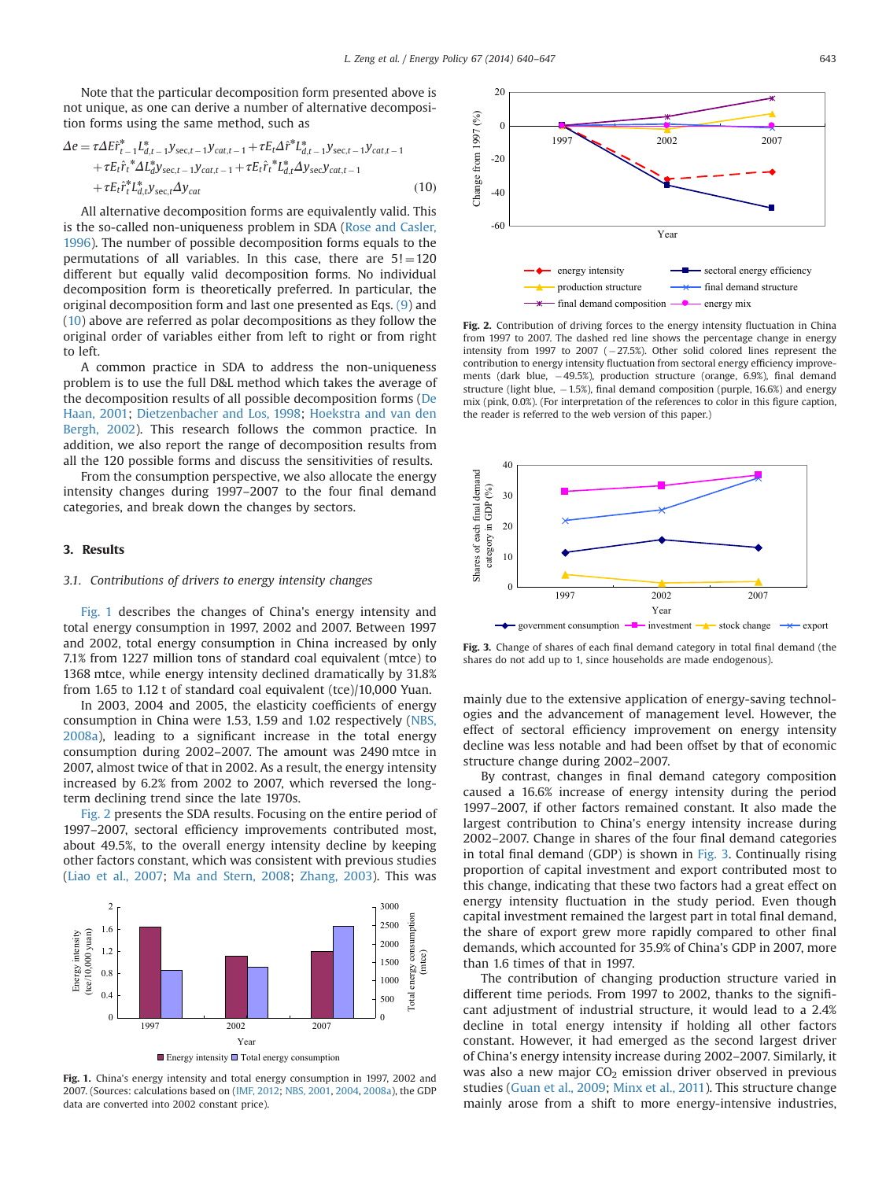Note that the particular decomposition form presented above is not unique, as one can derive a number of alternative decomposition forms using the same method, such as

$$\Delta e = \tau \Delta E \hat{r}^*_{t-1} L^*_{d,t-1} y_{\text{sec},t-1} y_{cat,t-1} + \tau E_t \Delta \hat{r}^* L^*_{d,t-1} y_{\text{sec},t-1} y_{cat,t-1} + \tau E_t \hat{r}_t^* \Delta L^*_d y_{\text{sec},t-1} y_{cat,t-1} + \tau E_t \hat{r}_t^* L^*_{d,t} \Delta y_{\text{sec}} y_{cat,t-1} + \tau E_t \hat{r}^*_t L^*_{d,t} y_{\text{sec},t} \Delta y_{cat} \tag{10}$$

All alternative decomposition forms are equivalently valid. This is the so-called non-uniqueness problem in SDA (Rose and Casler, 1996). The number of possible decomposition forms equals to the permutations of all variables. In this case, there are $5! = 120$ different but equally valid decomposition forms. No individual decomposition form is theoretically preferred. In particular, the original decomposition form and last one presented as Eqs. (9) and (10) above are referred as polar decompositions as they follow the original order of variables either from left to right or from right to left.

A common practice in SDA to address the non-uniqueness problem is to use the full D&L method which takes the average of the decomposition results of all possible decomposition forms (De Haan, 2001; Dietzenbacher and Los, 1998; Hoekstra and van den Bergh, 2002). This research follows the common practice. In addition, we also report the range of decomposition results from all the 120 possible forms and discuss the sensitivities of results.

From the consumption perspective, we also allocate the energy intensity changes during 1997–2007 to the four final demand categories, and break down the changes by sectors.

## 3. Results

### 3.1. Contributions of drivers to energy intensity changes

Fig. 1 describes the changes of China's energy intensity and total energy consumption in 1997, 2002 and 2007. Between 1997 and 2002, total energy consumption in China increased by only 7.1% from 1227 million tons of standard coal equivalent (mtce) to 1368 mtce, while energy intensity declined dramatically by 31.8% from 1.65 to 1.12 t of standard coal equivalent (tce)/10,000 Yuan.

In 2003, 2004 and 2005, the elasticity coefficients of energy consumption in China were 1.53, 1.59 and 1.02 respectively (NBS, 2008a), leading to a significant increase in the total energy consumption during 2002–2007. The amount was 2490 mtce in 2007, almost twice of that in 2002. As a result, the energy intensity increased by 6.2% from 2002 to 2007, which reversed the long-term declining trend since the late 1970s.

Fig. 2 presents the SDA results. Focusing on the entire period of 1997–2007, sectoral efficiency improvements contributed most, about 49.5%, to the overall energy intensity decline by keeping other factors constant, which was consistent with previous studies (Liao et al., 2007; Ma and Stern, 2008; Zhang, 2003). This was mainly due to the extensive application of energy-saving technologies and the advancement of management level. However, the effect of sectoral efficiency improvement on energy intensity decline was less notable and had been offset by that of economic structure change during 2002–2007.

Fig. 1. China's energy intensity and total energy consumption in 1997, 2002 and 2007. (Sources: calculations based on (IMF, 2012; NBS, 2001, 2004, 2008a), the GDP data are converted into 2002 constant price).

Fig. 2. Contribution of driving forces to the energy intensity fluctuation in China from 1997 to 2007. The dashed red line shows the percentage change in energy intensity from 1997 to 2007 (−27.5%). Other solid colored lines represent the contribution to energy intensity fluctuation from sectoral energy efficiency improvements (dark blue, −49.5%), production structure (orange, 6.9%), final demand structure (light blue, −1.5%), final demand composition (purple, 16.6%) and energy mix (pink, 0.0%). (For interpretation of the references to color in this figure caption, the reader is referred to the web version of this paper.)

Fig. 3. Change of shares of each final demand category in total final demand (the shares do not add up to 1, since households are made endogenous).

By contrast, changes in final demand category composition caused a 16.6% increase of energy intensity during the period 1997–2007, if other factors remained constant. It also made the largest contribution to China's energy intensity increase during 2002–2007. Change in shares of the four final demand categories in total final demand (GDP) is shown in Fig. 3. Continually rising proportion of capital investment and export contributed most to this change, indicating that these two factors had a great effect on energy intensity fluctuation in the study period. Even though capital investment remained the largest part in total final demand, the share of export grew more rapidly compared to other final demands, which accounted for 35.9% of China's GDP in 2007, more than 1.6 times of that in 1997.

The contribution of changing production structure varied in different time periods. From 1997 to 2002, thanks to the significant adjustment of industrial structure, it would lead to a 2.4% decline in total energy intensity if holding all other factors constant. However, it had emerged as the second largest driver of China's energy intensity increase during 2002–2007. Similarly, it was also a new major $CO_2$ emission driver observed in previous studies (Guan et al., 2009; Minx et al., 2011). This structure change mainly arose from a shift to more energy-intensive industries,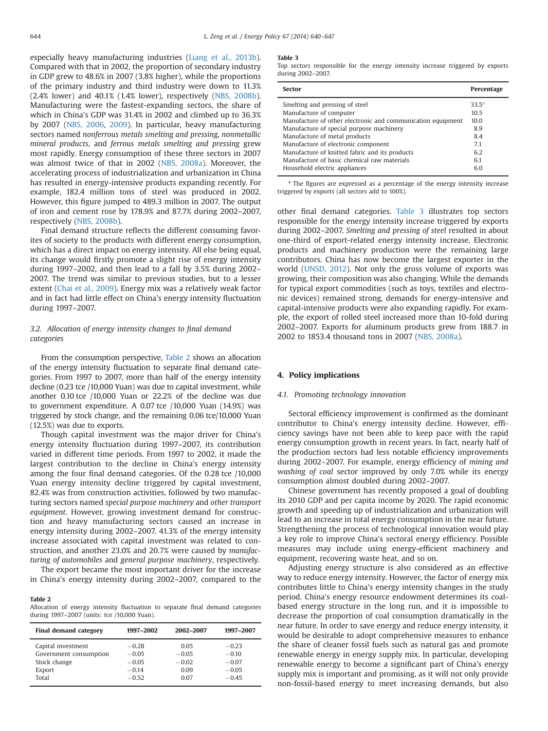especially heavy manufacturing industries (Liang et al., 2013b). Compared with that in 2002, the proportion of secondary industry in GDP grew to 48.6% in 2007 (3.8% higher), while the proportions of the primary industry and third industry were down to 11.3% (2.4% lower) and 40.1% (1.4% lower), respectively (NBS, 2008b). Manufacturing were the fastest-expanding sectors, the share of which in China's GDP was 31.4% in 2002 and climbed up to 36.3% by 2007 (NBS, 2006, 2009). In particular, heavy manufacturing sectors named *nonferrous metals smelting and pressing*, *nonmetallic mineral products*, and *ferrous metals smelting and pressing* grew most rapidly. Energy consumption of these three sectors in 2007 was almost twice of that in 2002 (NBS, 2008a). Moreover, the accelerating process of industrialization and urbanization in China has resulted in energy-intensive products expanding recently. For example, 182.4 million tons of steel was produced in 2002. However, this figure jumped to 489.3 million in 2007. The output of iron and cement rose by 178.9% and 87.7% during 2002–2007, respectively (NBS, 2008b).

Final demand structure reflects the different consuming favorites of society to the products with different energy consumption, which has a direct impact on energy intensity. All else being equal, its change would firstly promote a slight rise of energy intensity during 1997–2002, and then lead to a fall by 3.5% during 2002–2007. The trend was similar to previous studies, but to a lesser extent (Chai et al., 2009). Energy mix was a relatively weak factor and in fact had little effect on China's energy intensity fluctuation during 1997–2007.

### 3.2. Allocation of energy intensity changes to final demand categories

From the consumption perspective, Table 2 shows an allocation of the energy intensity fluctuation to separate final demand categories. From 1997 to 2007, more than half of the energy intensity decline (0.23 tce /10,000 Yuan) was due to capital investment, while another 0.10 tce /10,000 Yuan or 22.2% of the decline was due to government expenditure. A 0.07 tce /10,000 Yuan (14.9%) was triggered by stock change, and the remaining 0.06 tce/10,000 Yuan (12.5%) was due to exports.

Though capital investment was the major driver for China's energy intensity fluctuation during 1997–2007, its contribution varied in different time periods. From 1997 to 2002, it made the largest contribution to the decline in China's energy intensity among the four final demand categories. Of the 0.28 tce /10,000 Yuan energy intensity decline triggered by capital investment, 82.4% was from construction activities, followed by two manufacturing sectors named *special purpose machinery* and *other transport equipment*. However, growing investment demand for construction and heavy manufacturing sectors caused an increase in energy intensity during 2002–2007. 41.3% of the energy intensity increase associated with capital investment was related to construction, and another 23.0% and 20.7% were caused by *manufacturing of automobiles* and *general purpose machinery*, respectively.

The export became the most important driver for the increase in China's energy intensity during 2002–2007, compared to the other final demand categories. Table 3 illustrates top sectors responsible for the energy intensity increase triggered by exports during 2002–2007. *Smelting and pressing of steel* resulted in about one-third of export-related energy intensity increase. Electronic products and machinery production were the remaining large contributors. China has now become the largest exporter in the world (UNSD, 2012). Not only the gross volume of exports was growing, their composition was also changing. While the demands for typical export commodities (such as toys, textiles and electronic devices) remained strong, demands for energy-intensive and capital-intensive products were also expanding rapidly. For example, the export of rolled steel increased more than 10-fold during 2002–2007. Exports for aluminum products grew from 188.7 in 2002 to 1853.4 thousand tons in 2007 (NBS, 2008a).

**Table 2**
Allocation of energy intensity fluctuation to separate final demand categories during 1997–2007 (units: tce /10,000 Yuan).

| Final demand category | 1997–2002 | 2002–2007 | 1997–2007 |
|---|---|---|---|
| Capital investment | −0.28 | 0.05 | −0.23 |
| Government consumption | −0.05 | −0.05 | −0.10 |
| Stock change | −0.05 | −0.02 | −0.07 |
| Export | −0.14 | 0.09 | −0.05 |
| Total | −0.52 | 0.07 | −0.45 |

**Table 3**
Top sectors responsible for the energy intensity increase triggered by exports during 2002–2007.

| Sector | Percentage |
|---|---|
| Smelting and pressing of steel | 33.5[a] |
| Manufacture of computer | 10.5 |
| Manufacture of other electronic and communication equipment | 10.0 |
| Manufacture of special purpose machinery | 8.9 |
| Manufacture of metal products | 8.4 |
| Manufacture of electronic component | 7.1 |
| Manufacture of knitted fabric and its products | 6.2 |
| Manufacture of basic chemical raw materials | 6.1 |
| Household electric appliances | 6.0 |

[a] The figures are expressed as a percentage of the energy intensity increase triggered by exports (all sectors add to 100%).

## 4. Policy implications

### 4.1. Promoting technology innovation

Sectoral efficiency improvement is confirmed as the dominant contributor to China's energy intensity decline. However, efficiency savings have not been able to keep pace with the rapid energy consumption growth in recent years. In fact, nearly half of the production sectors had less notable efficiency improvements during 2002–2007. For example, energy efficiency of *mining and washing of coal* sector improved by only 7.0% while its energy consumption almost doubled during 2002–2007.

Chinese government has recently proposed a goal of doubling its 2010 GDP and per capita income by 2020. The rapid economic growth and speeding up of industrialization and urbanization will lead to an increase in total energy consumption in the near future. Strengthening the process of technological innovation would play a key role to improve China's sectoral energy efficiency. Possible measures may include using energy-efficient machinery and equipment, recovering waste heat, and so on.

Adjusting energy structure is also considered as an effective way to reduce energy intensity. However, the factor of energy mix contributes little to China's energy intensity changes in the study period. China's energy resource endowment determines its coal-based energy structure in the long run, and it is impossible to decrease the proportion of coal consumption dramatically in the near future. In order to save energy and reduce energy intensity, it would be desirable to adopt comprehensive measures to enhance the share of cleaner fossil fuels such as natural gas and promote renewable energy in energy supply mix. In particular, developing renewable energy to become a significant part of China's energy supply mix is important and promising, as it will not only provide non-fossil-based energy to meet increasing demands, but also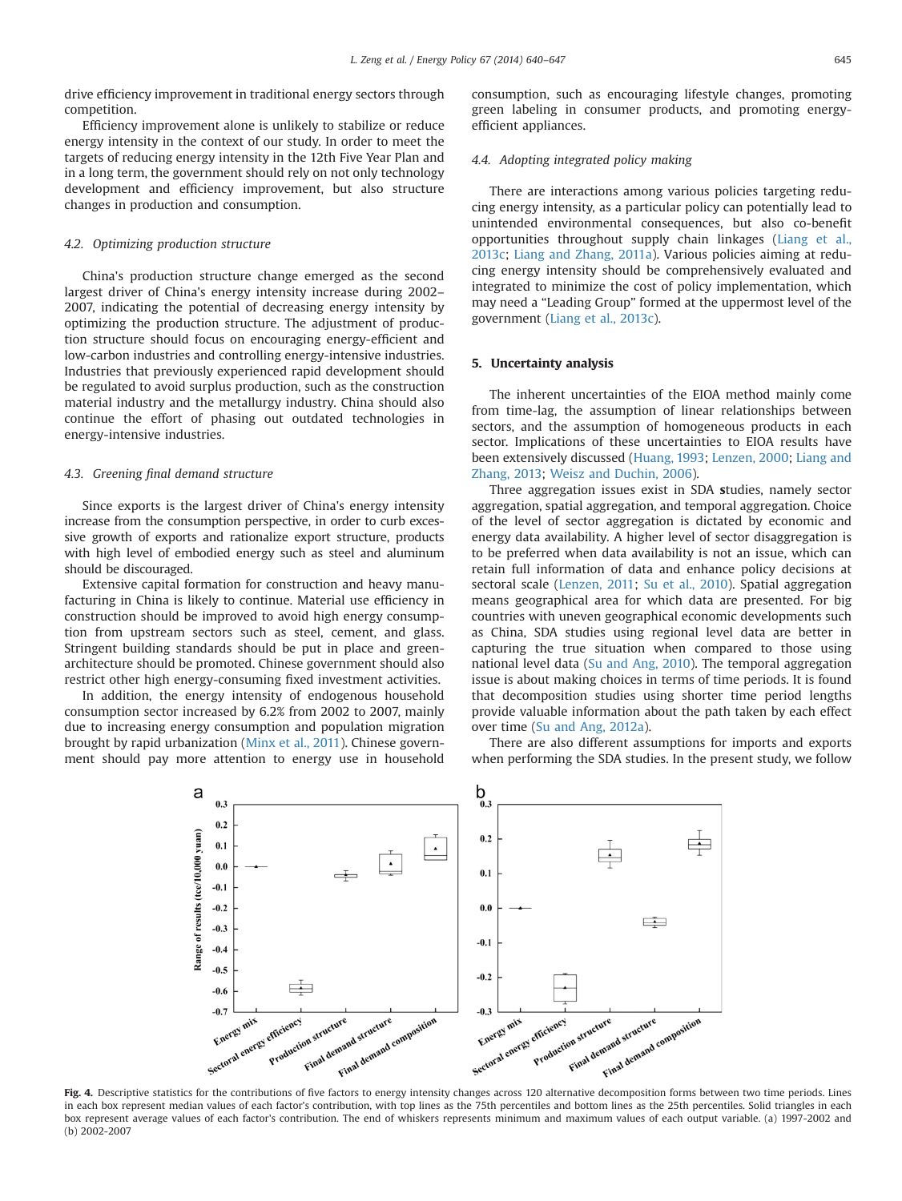drive efficiency improvement in traditional energy sectors through competition.

Efficiency improvement alone is unlikely to stabilize or reduce energy intensity in the context of our study. In order to meet the targets of reducing energy intensity in the 12th Five Year Plan and in a long term, the government should rely on not only technology development and efficiency improvement, but also structure changes in production and consumption.

### 4.2. Optimizing production structure

China's production structure change emerged as the second largest driver of China's energy intensity increase during 2002–2007, indicating the potential of decreasing energy intensity by optimizing the production structure. The adjustment of production structure should focus on encouraging energy-efficient and low-carbon industries and controlling energy-intensive industries. Industries that previously experienced rapid development should be regulated to avoid surplus production, such as the construction material industry and the metallurgy industry. China should also continue the effort of phasing out outdated technologies in energy-intensive industries.

### 4.3. Greening final demand structure

Since exports is the largest driver of China's energy intensity increase from the consumption perspective, in order to curb excessive growth of exports and rationalize export structure, products with high level of embodied energy such as steel and aluminum should be discouraged.

Extensive capital formation for construction and heavy manufacturing in China is likely to continue. Material use efficiency in construction should be improved to avoid high energy consumption from upstream sectors such as steel, cement, and glass. Stringent building standards should be put in place and green-architecture should be promoted. Chinese government should also restrict other high energy-consuming fixed investment activities.

In addition, the energy intensity of endogenous household consumption sector increased by 6.2% from 2002 to 2007, mainly due to increasing energy consumption and population migration brought by rapid urbanization (Minx et al., 2011). Chinese government should pay more attention to energy use in household consumption, such as encouraging lifestyle changes, promoting green labeling in consumer products, and promoting energy-efficient appliances.

### 4.4. Adopting integrated policy making

There are interactions among various policies targeting reducing energy intensity, as a particular policy can potentially lead to unintended environmental consequences, but also co-benefit opportunities throughout supply chain linkages (Liang et al., 2013c; Liang and Zhang, 2011a). Various policies aiming at reducing energy intensity should be comprehensively evaluated and integrated to minimize the cost of policy implementation, which may need a "Leading Group" formed at the uppermost level of the government (Liang et al., 2013c).

## 5. Uncertainty analysis

The inherent uncertainties of the EIOA method mainly come from time-lag, the assumption of linear relationships between sectors, and the assumption of homogeneous products in each sector. Implications of these uncertainties to EIOA results have been extensively discussed (Huang, 1993; Lenzen, 2000; Liang and Zhang, 2013; Weisz and Duchin, 2006).

Three aggregation issues exist in SDA studies, namely sector aggregation, spatial aggregation, and temporal aggregation. Choice of the level of sector aggregation is dictated by economic and energy data availability. A higher level of sector disaggregation is to be preferred when data availability is not an issue, which can retain full information of data and enhance policy decisions at sectoral scale (Lenzen, 2011; Su et al., 2010). Spatial aggregation means geographical area for which data are presented. For big countries with uneven geographical economic developments such as China, SDA studies using regional level data are better in capturing the true situation when compared to those using national level data (Su and Ang, 2010). The temporal aggregation issue is about making choices in terms of time periods. It is found that decomposition studies using shorter time period lengths provide valuable information about the path taken by each effect over time (Su and Ang, 2012a).

There are also different assumptions for imports and exports when performing the SDA studies. In the present study, we follow

**Fig. 4.** Descriptive statistics for the contributions of five factors to energy intensity changes across 120 alternative decomposition forms between two time periods. Lines in each box represent median values of each factor's contribution, with top lines as the 75th percentiles and bottom lines as the 25th percentiles. Solid triangles in each box represent average values of each factor's contribution. The end of whiskers represents minimum and maximum values of each output variable. (a) 1997-2002 and (b) 2002-2007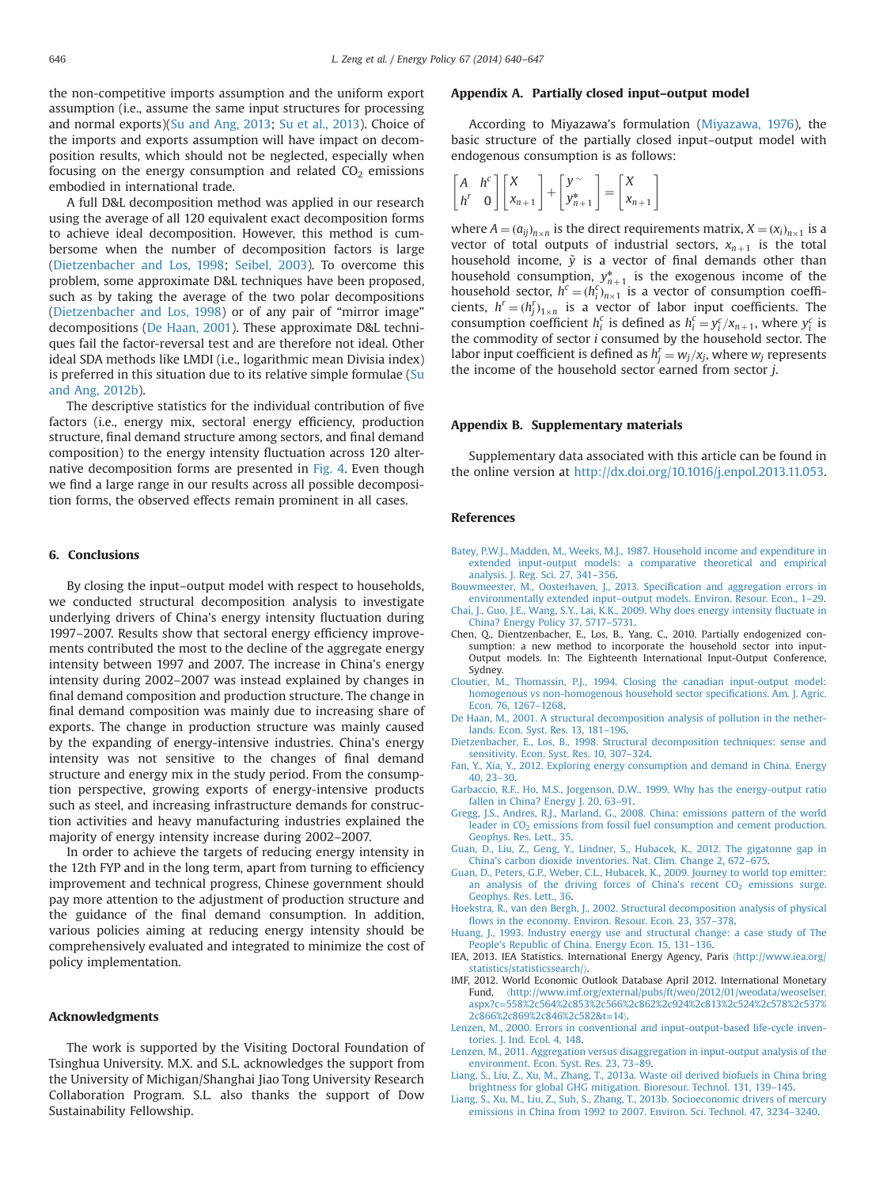the non-competitive imports assumption and the uniform export assumption (i.e., assume the same input structures for processing and normal exports)(Su and Ang, 2013; Su et al., 2013). Choice of the imports and exports assumption will have impact on decomposition results, which should not be neglected, especially when focusing on the energy consumption and related $CO_2$ emissions embodied in international trade.

A full D&L decomposition method was applied in our research using the average of all 120 equivalent exact decomposition forms to achieve ideal decomposition. However, this method is cumbersome when the number of decomposition factors is large (Dietzenbacher and Los, 1998; Seibel, 2003). To overcome this problem, some approximate D&L techniques have been proposed, such as by taking the average of the two polar decompositions (Dietzenbacher and Los, 1998) or of any pair of "mirror image" decompositions (De Haan, 2001). These approximate D&L techniques fail the factor-reversal test and are therefore not ideal. Other ideal SDA methods like LMDI (i.e., logarithmic mean Divisia index) is preferred in this situation due to its relative simple formulae (Su and Ang, 2012b).

The descriptive statistics for the individual contribution of five factors (i.e., energy mix, sectoral energy efficiency, production structure, final demand structure among sectors, and final demand composition) to the energy intensity fluctuation across 120 alternative decomposition forms are presented in Fig. 4. Even though we find a large range in our results across all possible decomposition forms, the observed effects remain prominent in all cases.

## 6. Conclusions

By closing the input–output model with respect to households, we conducted structural decomposition analysis to investigate underlying drivers of China's energy intensity fluctuation during 1997–2007. Results show that sectoral energy efficiency improvements contributed the most to the decline of the aggregate energy intensity between 1997 and 2007. The increase in China's energy intensity during 2002–2007 was instead explained by changes in final demand composition and production structure. The change in final demand composition was mainly due to increasing share of exports. The change in production structure was mainly caused by the expanding of energy-intensive industries. China's energy intensity was not sensitive to the changes of final demand structure and energy mix in the study period. From the consumption perspective, growing exports of energy-intensive products such as steel, and increasing infrastructure demands for construction activities and heavy manufacturing industries explained the majority of energy intensity increase during 2002–2007.

In order to achieve the targets of reducing energy intensity in the 12th FYP and in the long term, apart from turning to efficiency improvement and technical progress, Chinese government should pay more attention to the adjustment of production structure and the guidance of the final demand consumption. In addition, various policies aiming at reducing energy intensity should be comprehensively evaluated and integrated to minimize the cost of policy implementation.

## Acknowledgments

The work is supported by the Visiting Doctoral Foundation of Tsinghua University. M.X. and S.L. acknowledges the support from the University of Michigan/Shanghai Jiao Tong University Research Collaboration Program. S.L. also thanks the support of Dow Sustainability Fellowship.

## Appendix A. Partially closed input–output model

According to Miyazawa's formulation (Miyazawa, 1976), the basic structure of the partially closed input–output model with endogenous consumption is as follows:

$$\begin{bmatrix} A & h^c \\ h^r & 0 \end{bmatrix} \begin{bmatrix} X \\ x_{n+1} \end{bmatrix} + \begin{bmatrix} y^{\sim} \\ y^*_{n+1} \end{bmatrix} = \begin{bmatrix} X \\ x_{n+1} \end{bmatrix}$$

where $A=(a_{ij})_{n\times n}$ is the direct requirements matrix, $X=(x_i)_{n\times 1}$ is a vector of total outputs of industrial sectors, $x_{n+1}$ is the total household income, $\tilde{y}$ is a vector of final demands other than household consumption, $y^*_{n+1}$ is the exogenous income of the household sector, $h^c=(h^c_i)_{n\times 1}$ is a vector of consumption coefficients, $h^r=(h^r_j)_{1\times n}$ is a vector of labor input coefficients. The consumption coefficient $h^c_i$ is defined as $h^c_i = y^c_i/x_{n+1}$, where $y^c_i$ is the commodity of sector $i$ consumed by the household sector. The labor input coefficient is defined as $h^r_j = w_j/x_j$, where $w_j$ represents the income of the household sector earned from sector $j$.

## Appendix B. Supplementary materials

Supplementary data associated with this article can be found in the online version at http://dx.doi.org/10.1016/j.enpol.2013.11.053.

## References

Batey, P.W.J., Madden, M., Weeks, M.J., 1987. Household income and expenditure in extended input-output models: a comparative theoretical and empirical analysis. J. Reg. Sci. 27, 341–356.

Bouwmeester, M., Oosterhaven, J., 2013. Specification and aggregation errors in environmentally extended input–output models. Environ. Resour. Econ., 1–29.

Chai, J., Guo, J.E., Wang, S.Y., Lai, K.K., 2009. Why does energy intensity fluctuate in China? Energy Policy 37, 5717–5731.

Chen, Q., Dientzenbacher, E., Los, B., Yang, C., 2010. Partially endogenized consumption: a new method to incorporate the household sector into input-Output models. In: The Eighteenth International Input-Output Conference, Sydney.

Cloutier, M., Thomassin, P.J., 1994. Closing the canadian input-output model: homogenous vs non-homogenous household sector specifications. Am. J. Agric. Econ. 76, 1267–1268.

De Haan, M., 2001. A structural decomposition analysis of pollution in the netherlands. Econ. Syst. Res. 13, 181–196.

Dietzenbacher, E., Los, B., 1998. Structural decomposition techniques: sense and sensitivity. Econ. Syst. Res. 10, 307–324.

Fan, Y., Xia, Y., 2012. Exploring energy consumption and demand in China. Energy 40, 23–30.

Garbaccio, R.F., Ho, M.S., Jorgenson, D.W., 1999. Why has the energy-output ratio fallen in China? Energy J. 20, 63–91.

Gregg, J.S., Andres, R.J., Marland, G., 2008. China: emissions pattern of the world leader in $CO_2$ emissions from fossil fuel consumption and cement production. Geophys. Res. Lett., 35.

Guan, D., Liu, Z., Geng, Y., Lindner, S., Hubacek, K., 2012. The gigatonne gap in China's carbon dioxide inventories. Nat. Clim. Change 2, 672–675.

Guan, D., Peters, G.P., Weber, C.L., Hubacek, K., 2009. Journey to world top emitter: an analysis of the driving forces of China's recent $CO_2$ emissions surge. Geophys. Res. Lett., 36.

Hoekstra, R., van den Bergh, J., 2002. Structural decomposition analysis of physical flows in the economy. Environ. Resour. Econ. 23, 357–378.

Huang, J., 1993. Industry energy use and structural change: a case study of The People's Republic of China. Energy Econ. 15, 131–136.

IEA, 2013. IEA Statistics. International Energy Agency, Paris 〈http://www.iea.org/statistics/statisticssearch/〉.

IMF, 2012. World Economic Outlook Database April 2012. International Monetary Fund, 〈http://www.imf.org/external/pubs/ft/weo/2012/01/weodata/weoselser.aspx?c=558%2c564%2c853%2c566%2c862%2c924%2c813%2c524%2c578%2c537%2c866%2c869%2c846%2c582&t=14〉.

Lenzen, M., 2000. Errors in conventional and input-output-based life-cycle inventories. J. Ind. Ecol. 4, 148.

Lenzen, M., 2011. Aggregation versus disaggregation in input-output analysis of the environment. Econ. Syst. Res. 23, 73–89.

Liang, S., Liu, Z., Xu, M., Zhang, T., 2013a. Waste oil derived biofuels in China bring brightness for global GHG mitigation. Bioresour. Technol. 131, 139–145.

Liang, S., Xu, M., Liu, Z., Suh, S., Zhang, T., 2013b. Socioeconomic drivers of mercury emissions in China from 1992 to 2007. Environ. Sci. Technol. 47, 3234–3240.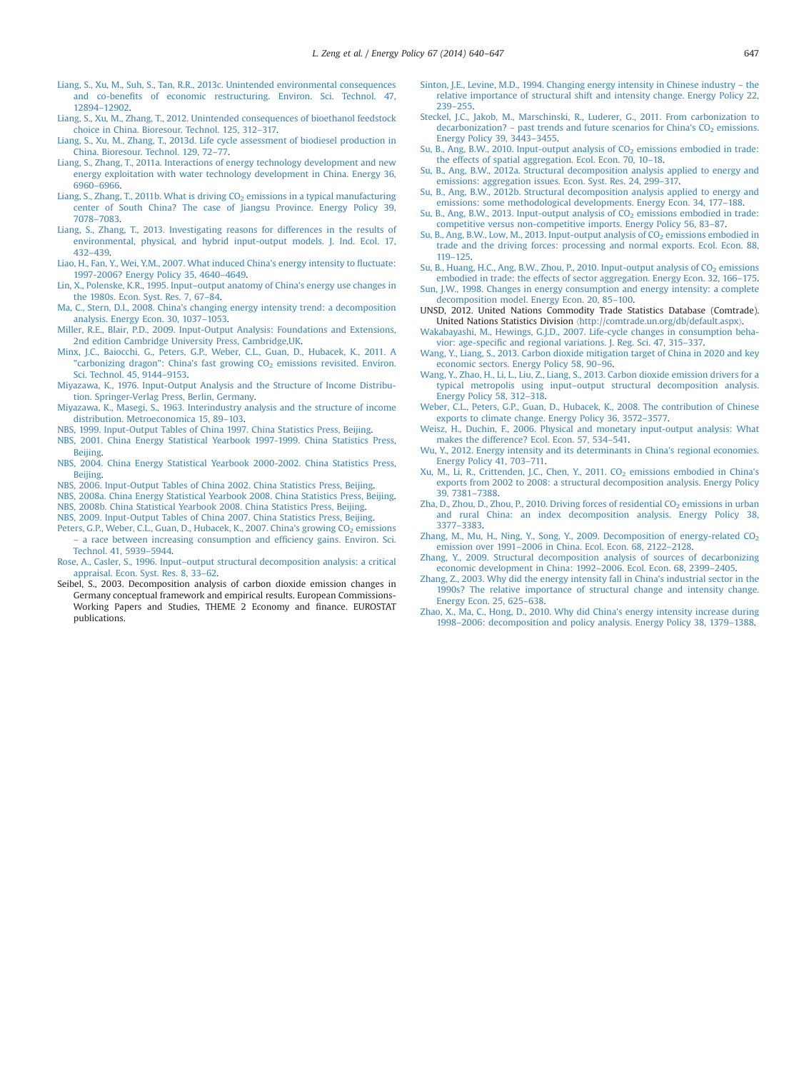Liang, S., Xu, M., Suh, S., Tan, R.R., 2013c. Unintended environmental consequences and co-benefits of economic restructuring. Environ. Sci. Technol. 47, 12894–12902.

Liang, S., Xu, M., Zhang, T., 2012. Unintended consequences of bioethanol feedstock choice in China. Bioresour. Technol. 125, 312–317.

Liang, S., Xu, M., Zhang, T., 2013d. Life cycle assessment of biodiesel production in China. Bioresour. Technol. 129, 72–77.

Liang, S., Zhang, T., 2011a. Interactions of energy technology development and new energy exploitation with water technology development in China. Energy 36, 6960–6966.

Liang, S., Zhang, T., 2011b. What is driving $CO_2$ emissions in a typical manufacturing center of South China? The case of Jiangsu Province. Energy Policy 39, 7078–7083.

Liang, S., Zhang, T., 2013. Investigating reasons for differences in the results of environmental, physical, and hybrid input-output models. J. Ind. Ecol. 17, 432–439.

Liao, H., Fan, Y., Wei, Y.M., 2007. What induced China's energy intensity to fluctuate: 1997-2006? Energy Policy 35, 4640–4649.

Lin, X., Polenske, K.R., 1995. Input–output anatomy of China's energy use changes in the 1980s. Econ. Syst. Res. 7, 67–84.

Ma, C., Stern, D.I., 2008. China's changing energy intensity trend: a decomposition analysis. Energy Econ. 30, 1037–1053.

Miller, R.E., Blair, P.D., 2009. Input-Output Analysis: Foundations and Extensions, 2nd edition Cambridge University Press, Cambridge,UK.

Minx, J.C., Baiocchi, G., Peters, G.P., Weber, C.L., Guan, D., Hubacek, K., 2011. A "carbonizing dragon": China's fast growing $CO_2$ emissions revisited. Environ. Sci. Technol. 45, 9144–9153.

Miyazawa, K., 1976. Input-Output Analysis and the Structure of Income Distribution. Springer-Verlag Press, Berlin, Germany.

Miyazawa, K., Masegi, S., 1963. Interindustry analysis and the structure of income distribution. Metroeconomica 15, 89–103.

NBS, 1999. Input-Output Tables of China 1997. China Statistics Press, Beijing.

NBS, 2001. China Energy Statistical Yearbook 1997-1999. China Statistics Press, Beijing.

NBS, 2004. China Energy Statistical Yearbook 2000-2002. China Statistics Press, Beijing.

NBS, 2006. Input-Output Tables of China 2002. China Statistics Press, Beijing.

NBS, 2008a. China Energy Statistical Yearbook 2008. China Statistics Press, Beijing.

NBS, 2008b. China Statistical Yearbook 2008. China Statistics Press, Beijing.

NBS, 2009. Input-Output Tables of China 2007. China Statistics Press, Beijing.

Peters, G.P., Weber, C.L., Guan, D., Hubacek, K., 2007. China's growing $CO_2$ emissions – a race between increasing consumption and efficiency gains. Environ. Sci. Technol. 41, 5939–5944.

Rose, A., Casler, S., 1996. Input–output structural decomposition analysis: a critical appraisal. Econ. Syst. Res. 8, 33–62.

Seibel, S., 2003. Decomposition analysis of carbon dioxide emission changes in Germany conceptual framework and empirical results. European Commissions-Working Papers and Studies, THEME 2 Economy and finance. EUROSTAT publications.

Sinton, J.E., Levine, M.D., 1994. Changing energy intensity in Chinese industry – the relative importance of structural shift and intensity change. Energy Policy 22, 239–255.

Steckel, J.C., Jakob, M., Marschinski, R., Luderer, G., 2011. From carbonization to decarbonization? – past trends and future scenarios for China's $CO_2$ emissions. Energy Policy 39, 3443–3455.

Su, B., Ang, B.W., 2010. Input-output analysis of $CO_2$ emissions embodied in trade: the effects of spatial aggregation. Ecol. Econ. 70, 10–18.

Su, B., Ang, B.W., 2012a. Structural decomposition analysis applied to energy and emissions: aggregation issues. Econ. Syst. Res. 24, 299–317.

Su, B., Ang, B.W., 2012b. Structural decomposition analysis applied to energy and emissions: some methodological developments. Energy Econ. 34, 177–188.

Su, B., Ang, B.W., 2013. Input-output analysis of $CO_2$ emissions embodied in trade: competitive versus non-competitive imports. Energy Policy 56, 83–87.

Su, B., Ang, B.W., Low, M., 2013. Input-output analysis of $CO_2$ emissions embodied in trade and the driving forces: processing and normal exports. Ecol. Econ. 88, 119–125.

Su, B., Huang, H.C., Ang, B.W., Zhou, P., 2010. Input-output analysis of $CO_2$ emissions embodied in trade: the effects of sector aggregation. Energy Econ. 32, 166–175.

Sun, J.W., 1998. Changes in energy consumption and energy intensity: a complete decomposition model. Energy Econ. 20, 85–100.

UNSD, 2012. United Nations Commodity Trade Statistics Database (Comtrade). United Nations Statistics Division ⟨http://comtrade.un.org/db/default.aspx⟩.

Wakabayashi, M., Hewings, G.J.D., 2007. Life-cycle changes in consumption behavior: age-specific and regional variations. J. Reg. Sci. 47, 315–337.

Wang, Y., Liang, S., 2013. Carbon dioxide mitigation target of China in 2020 and key economic sectors. Energy Policy 58, 90–96.

Wang, Y., Zhao, H., Li, L., Liu, Z., Liang, S., 2013. Carbon dioxide emission drivers for a typical metropolis using input–output structural decomposition analysis. Energy Policy 58, 312–318.

Weber, C.L., Peters, G.P., Guan, D., Hubacek, K., 2008. The contribution of Chinese exports to climate change. Energy Policy 36, 3572–3577.

Weisz, H., Duchin, F., 2006. Physical and monetary input-output analysis: What makes the difference? Ecol. Econ. 57, 534–541.

Wu, Y., 2012. Energy intensity and its determinants in China's regional economies. Energy Policy 41, 703–711.

Xu, M., Li, R., Crittenden, J.C., Chen, Y., 2011. $CO_2$ emissions embodied in China's exports from 2002 to 2008: a structural decomposition analysis. Energy Policy 39, 7381–7388.

Zha, D., Zhou, D., Zhou, P., 2010. Driving forces of residential $CO_2$ emissions in urban and rural China: an index decomposition analysis. Energy Policy 38, 3377–3383.

Zhang, M., Mu, H., Ning, Y., Song, Y., 2009. Decomposition of energy-related $CO_2$ emission over 1991–2006 in China. Ecol. Econ. 68, 2122–2128.

Zhang, Y., 2009. Structural decomposition analysis of sources of decarbonizing economic development in China: 1992–2006. Ecol. Econ. 68, 2399–2405.

Zhang, Z., 2003. Why did the energy intensity fall in China's industrial sector in the 1990s? The relative importance of structural change and intensity change. Energy Econ. 25, 625–638.

Zhao, X., Ma, C., Hong, D., 2010. Why did China's energy intensity increase during 1998–2006: decomposition and policy analysis. Energy Policy 38, 1379–1388.